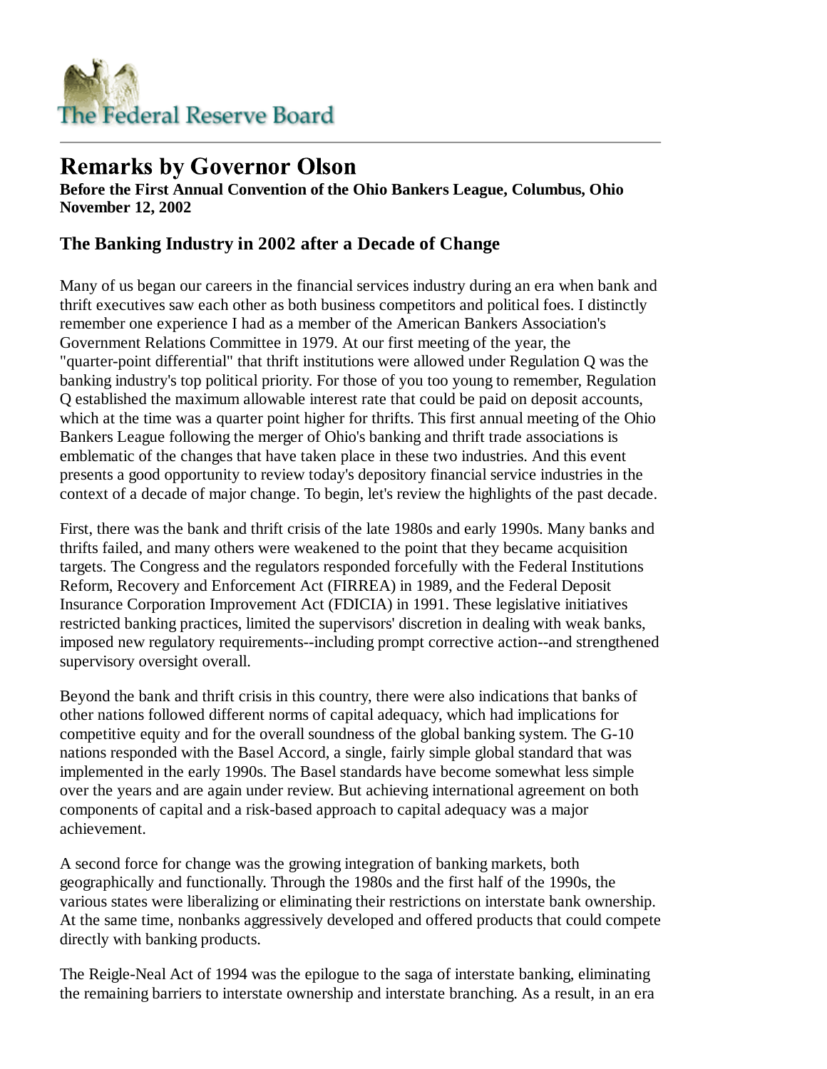# Remarks by Governor Olson

**Before the First Annual Convention of the Ohio Bankers League, Columbus, Ohio November 12, 2002**

## The Banking Industry in 2002 after a Decade of Change

Many of us began our careers in the financial services industry during an era when bank and thrift executives saw each other as both business competitors and political foes. I distinctly remember one experience I had as a member of the American Bankers Association's Government Relations Committee in 1979. At our first meeting of the year, the "quarter-point differential" that thrift institutions were allowed under Regulation Q was the banking industry's top political priority. For those of you too young to remember, Regulation Q established the maximum allowable interest rate that could be paid on deposit accounts, which at the time was a quarter point higher for thrifts. This first annual meeting of the Ohio Bankers League following the merger of Ohio's banking and thrift trade associations is emblematic of the changes that have taken place in these two industries. And this event presents a good opportunity to review today's depository financial service industries in the context of a decade of major change. To begin, let's review the highlights of the past decade.

First, there was the bank and thrift crisis of the late 1980s and early 1990s. Many banks and thrifts failed, and many others were weakened to the point that they became acquisition targets. The Congress and the regulators responded forcefully with the Federal Institutions Reform, Recovery and Enforcement Act (FIRREA) in 1989, and the Federal Deposit Insurance Corporation Improvement Act (FDICIA) in 1991. These legislative initiatives restricted banking practices, limited the supervisors' discretion in dealing with weak banks, imposed new regulatory requirements--including prompt corrective action--and strengthened supervisory oversight overall.

Beyond the bank and thrift crisis in this country, there were also indications that banks of other nations followed different norms of capital adequacy, which had implications for competitive equity and for the overall soundness of the global banking system. The G-10 nations responded with the Basel Accord, a single, fairly simple global standard that was implemented in the early 1990s. The Basel standards have become somewhat less simple over the years and are again under review. But achieving international agreement on both components of capital and a risk-based approach to capital adequacy was a major achievement.

A second force for change was the growing integration of banking markets, both geographically and functionally. Through the 1980s and the first half of the 1990s, the various states were liberalizing or eliminating their restrictions on interstate bank ownership. At the same time, nonbanks aggressively developed and offered products that could compete directly with banking products.

The Reigle-Neal Act of 1994 was the epilogue to the saga of interstate banking, eliminating the remaining barriers to interstate ownership and interstate branching. As a result, in an era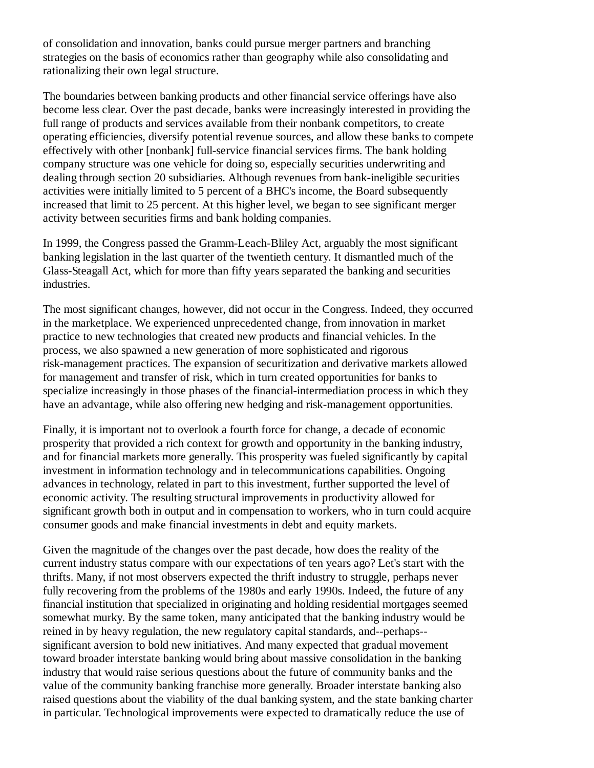of consolidation and innovation, banks could pursue merger partners and branching strategies on the basis of economics rather than geography while also consolidating and rationalizing their own legal structure.

The boundaries between banking products and other financial service offerings have also become less clear. Over the past decade, banks were increasingly interested in providing the full range of products and services available from their nonbank competitors, to create operating efficiencies, diversify potential revenue sources, and allow these banks to compete effectively with other [nonbank] full-service financial services firms. The bank holding company structure was one vehicle for doing so, especially securities underwriting and dealing through section 20 subsidiaries. Although revenues from bank-ineligible securities activities were initially limited to 5 percent of a BHC's income, the Board subsequently increased that limit to 25 percent. At this higher level, we began to see significant merger activity between securities firms and bank holding companies.

In 1999, the Congress passed the Gramm-Leach-Bliley Act, arguably the most significant banking legislation in the last quarter of the twentieth century. It dismantled much of the Glass-Steagall Act, which for more than fifty years separated the banking and securities industries.

The most significant changes, however, did not occur in the Congress. Indeed, they occurred in the marketplace. We experienced unprecedented change, from innovation in market practice to new technologies that created new products and financial vehicles. In the process, we also spawned a new generation of more sophisticated and rigorous risk-management practices. The expansion of securitization and derivative markets allowed for management and transfer of risk, which in turn created opportunities for banks to specialize increasingly in those phases of the financial-intermediation process in which they have an advantage, while also offering new hedging and risk-management opportunities.

Finally, it is important not to overlook a fourth force for change, a decade of economic prosperity that provided a rich context for growth and opportunity in the banking industry, and for financial markets more generally. This prosperity was fueled significantly by capital investment in information technology and in telecommunications capabilities. Ongoing advances in technology, related in part to this investment, further supported the level of economic activity. The resulting structural improvements in productivity allowed for significant growth both in output and in compensation to workers, who in turn could acquire consumer goods and make financial investments in debt and equity markets.

Given the magnitude of the changes over the past decade, how does the reality of the current industry status compare with our expectations of ten years ago? Let's start with the thrifts. Many, if not most observers expected the thrift industry to struggle, perhaps never fully recovering from the problems of the 1980s and early 1990s. Indeed, the future of any financial institution that specialized in originating and holding residential mortgages seemed somewhat murky. By the same token, many anticipated that the banking industry would be reined in by heavy regulation, the new regulatory capital standards, and--perhaps--significant aversion to bold new initiatives. And many expected that gradual movement toward broader interstate banking would bring about massive consolidation in the banking industry that would raise serious questions about the future of community banks and the value of the community banking franchise more generally. Broader interstate banking also raised questions about the viability of the dual banking system, and the state banking charter in particular. Technological improvements were expected to dramatically reduce the use of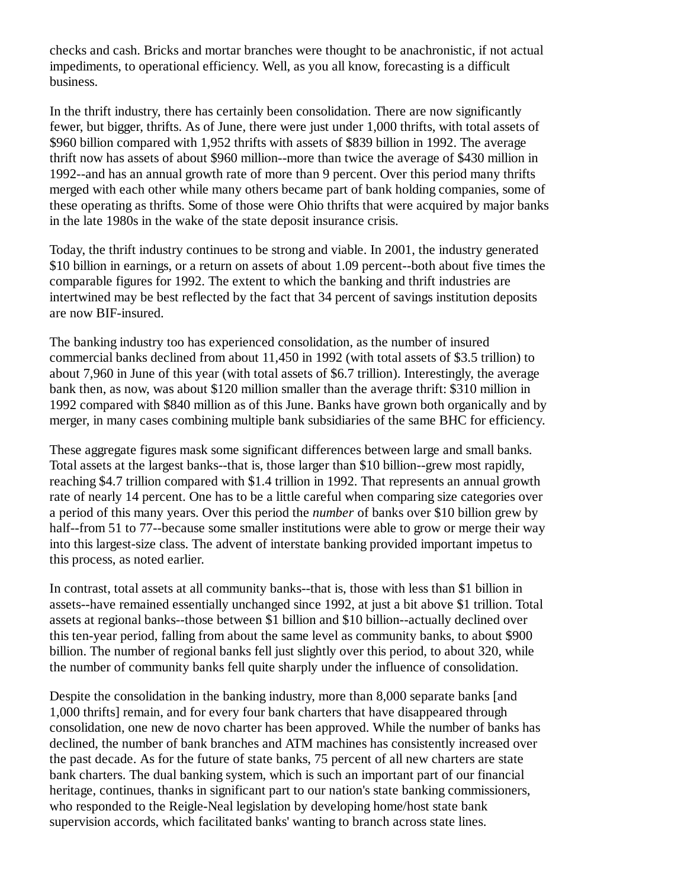checks and cash. Bricks and mortar branches were thought to be anachronistic, if not actual impediments, to operational efficiency. Well, as you all know, forecasting is a difficult business.

In the thrift industry, there has certainly been consolidation. There are now significantly fewer, but bigger, thrifts. As of June, there were just under 1,000 thrifts, with total assets of $960 billion compared with 1,952 thrifts with assets of $839 billion in 1992. The average thrift now has assets of about $960 million--more than twice the average of $430 million in 1992--and has an annual growth rate of more than 9 percent. Over this period many thrifts merged with each other while many others became part of bank holding companies, some of these operating as thrifts. Some of those were Ohio thrifts that were acquired by major banks in the late 1980s in the wake of the state deposit insurance crisis.

Today, the thrift industry continues to be strong and viable. In 2001, the industry generated $10 billion in earnings, or a return on assets of about 1.09 percent--both about five times the comparable figures for 1992. The extent to which the banking and thrift industries are intertwined may be best reflected by the fact that 34 percent of savings institution deposits are now BIF-insured.

The banking industry too has experienced consolidation, as the number of insured commercial banks declined from about 11,450 in 1992 (with total assets of $3.5 trillion) to about 7,960 in June of this year (with total assets of $6.7 trillion). Interestingly, the average bank then, as now, was about $120 million smaller than the average thrift: $310 million in 1992 compared with $840 million as of this June. Banks have grown both organically and by merger, in many cases combining multiple bank subsidiaries of the same BHC for efficiency.

These aggregate figures mask some significant differences between large and small banks. Total assets at the largest banks--that is, those larger than $10 billion--grew most rapidly, reaching $4.7 trillion compared with $1.4 trillion in 1992. That represents an annual growth rate of nearly 14 percent. One has to be a little careful when comparing size categories over a period of this many years. Over this period the *number* of banks over $10 billion grew by half--from 51 to 77--because some smaller institutions were able to grow or merge their way into this largest-size class. The advent of interstate banking provided important impetus to this process, as noted earlier.

In contrast, total assets at all community banks--that is, those with less than $1 billion in assets--have remained essentially unchanged since 1992, at just a bit above $1 trillion. Total assets at regional banks--those between $1 billion and $10 billion--actually declined over this ten-year period, falling from about the same level as community banks, to about $900 billion. The number of regional banks fell just slightly over this period, to about 320, while the number of community banks fell quite sharply under the influence of consolidation.

Despite the consolidation in the banking industry, more than 8,000 separate banks [and 1,000 thrifts] remain, and for every four bank charters that have disappeared through consolidation, one new de novo charter has been approved. While the number of banks has declined, the number of bank branches and ATM machines has consistently increased over the past decade. As for the future of state banks, 75 percent of all new charters are state bank charters. The dual banking system, which is such an important part of our financial heritage, continues, thanks in significant part to our nation's state banking commissioners, who responded to the Reigle-Neal legislation by developing home/host state bank supervision accords, which facilitated banks' wanting to branch across state lines.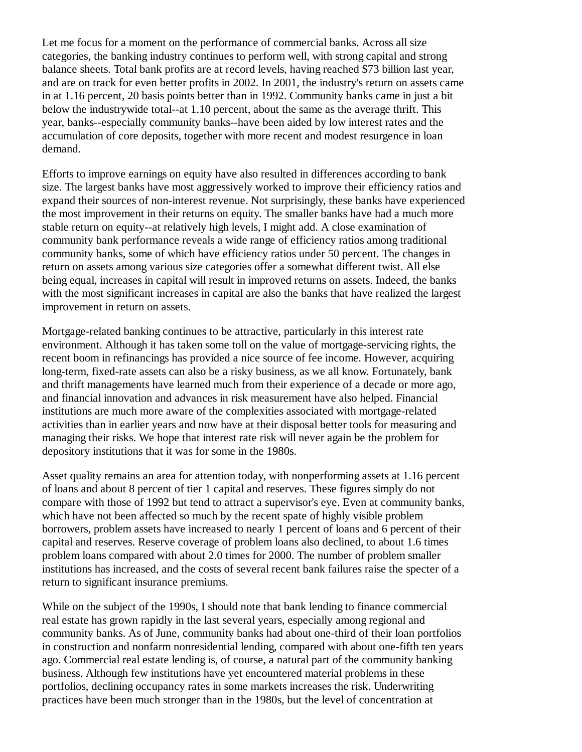Let me focus for a moment on the performance of commercial banks. Across all size categories, the banking industry continues to perform well, with strong capital and strong balance sheets. Total bank profits are at record levels, having reached $73 billion last year, and are on track for even better profits in 2002. In 2001, the industry's return on assets came in at 1.16 percent, 20 basis points better than in 1992. Community banks came in just a bit below the industrywide total--at 1.10 percent, about the same as the average thrift. This year, banks--especially community banks--have been aided by low interest rates and the accumulation of core deposits, together with more recent and modest resurgence in loan demand.

Efforts to improve earnings on equity have also resulted in differences according to bank size. The largest banks have most aggressively worked to improve their efficiency ratios and expand their sources of non-interest revenue. Not surprisingly, these banks have experienced the most improvement in their returns on equity. The smaller banks have had a much more stable return on equity--at relatively high levels, I might add. A close examination of community bank performance reveals a wide range of efficiency ratios among traditional community banks, some of which have efficiency ratios under 50 percent. The changes in return on assets among various size categories offer a somewhat different twist. All else being equal, increases in capital will result in improved returns on assets. Indeed, the banks with the most significant increases in capital are also the banks that have realized the largest improvement in return on assets.

Mortgage-related banking continues to be attractive, particularly in this interest rate environment. Although it has taken some toll on the value of mortgage-servicing rights, the recent boom in refinancings has provided a nice source of fee income. However, acquiring long-term, fixed-rate assets can also be a risky business, as we all know. Fortunately, bank and thrift managements have learned much from their experience of a decade or more ago, and financial innovation and advances in risk measurement have also helped. Financial institutions are much more aware of the complexities associated with mortgage-related activities than in earlier years and now have at their disposal better tools for measuring and managing their risks. We hope that interest rate risk will never again be the problem for depository institutions that it was for some in the 1980s.

Asset quality remains an area for attention today, with nonperforming assets at 1.16 percent of loans and about 8 percent of tier 1 capital and reserves. These figures simply do not compare with those of 1992 but tend to attract a supervisor's eye. Even at community banks, which have not been affected so much by the recent spate of highly visible problem borrowers, problem assets have increased to nearly 1 percent of loans and 6 percent of their capital and reserves. Reserve coverage of problem loans also declined, to about 1.6 times problem loans compared with about 2.0 times for 2000. The number of problem smaller institutions has increased, and the costs of several recent bank failures raise the specter of a return to significant insurance premiums.

While on the subject of the 1990s, I should note that bank lending to finance commercial real estate has grown rapidly in the last several years, especially among regional and community banks. As of June, community banks had about one-third of their loan portfolios in construction and nonfarm nonresidential lending, compared with about one-fifth ten years ago. Commercial real estate lending is, of course, a natural part of the community banking business. Although few institutions have yet encountered material problems in these portfolios, declining occupancy rates in some markets increases the risk. Underwriting practices have been much stronger than in the 1980s, but the level of concentration at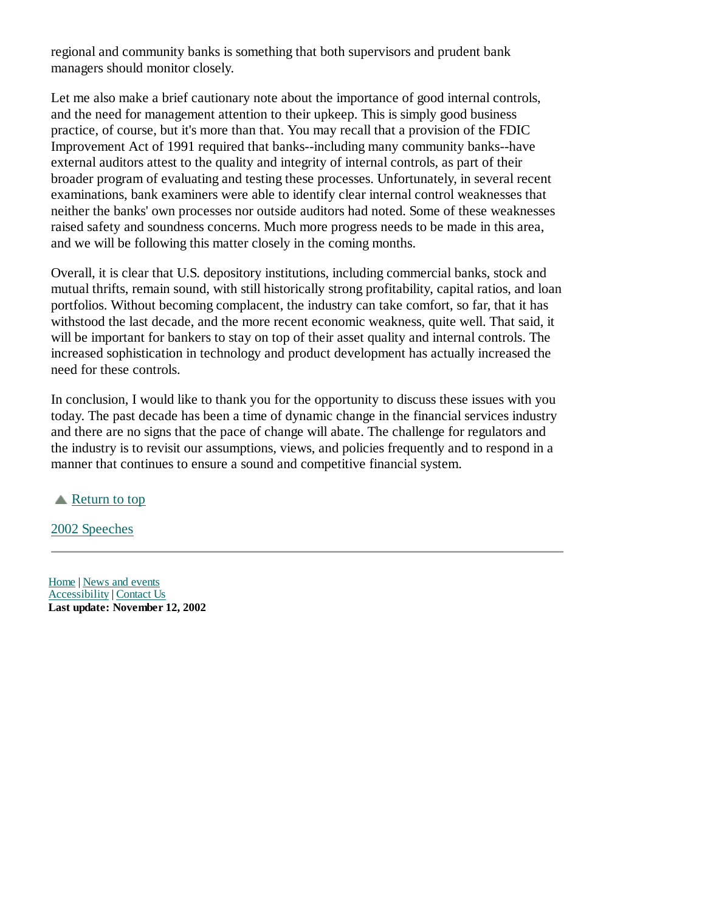regional and community banks is something that both supervisors and prudent bank managers should monitor closely.

Let me also make a brief cautionary note about the importance of good internal controls, and the need for management attention to their upkeep. This is simply good business practice, of course, but it's more than that. You may recall that a provision of the FDIC Improvement Act of 1991 required that banks--including many community banks--have external auditors attest to the quality and integrity of internal controls, as part of their broader program of evaluating and testing these processes. Unfortunately, in several recent examinations, bank examiners were able to identify clear internal control weaknesses that neither the banks' own processes nor outside auditors had noted. Some of these weaknesses raised safety and soundness concerns. Much more progress needs to be made in this area, and we will be following this matter closely in the coming months.

Overall, it is clear that U.S. depository institutions, including commercial banks, stock and mutual thrifts, remain sound, with still historically strong profitability, capital ratios, and loan portfolios. Without becoming complacent, the industry can take comfort, so far, that it has withstood the last decade, and the more recent economic weakness, quite well. That said, it will be important for bankers to stay on top of their asset quality and internal controls. The increased sophistication in technology and product development has actually increased the need for these controls.

In conclusion, I would like to thank you for the opportunity to discuss these issues with you today. The past decade has been a time of dynamic change in the financial services industry and there are no signs that the pace of change will abate. The challenge for regulators and the industry is to revisit our assumptions, views, and policies frequently and to respond in a manner that continues to ensure a sound and competitive financial system.

▲ Return to top

2002 Speeches

---

Home | News and events
Accessibility | Contact Us
**Last update: November 12, 2002**